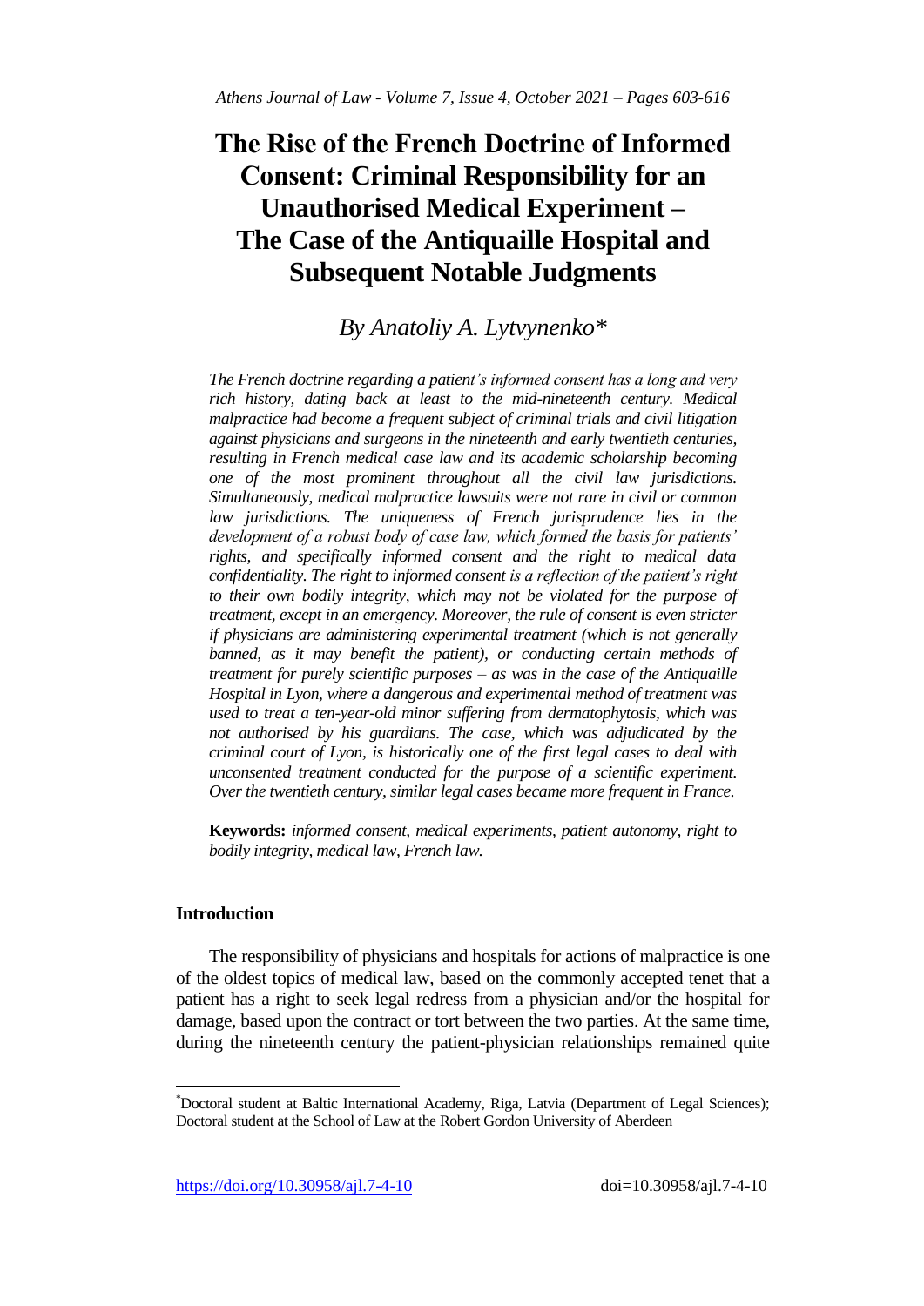# The Rise of the French Doctrine of Informed Consent: Criminal Responsibility for an Unauthorised Medical Experiment – The Case of the Antiquaille Hospital and Subsequent Notable Judgments

*By Anatoliy A. Lytvynenko**

*The French doctrine regarding a patient's informed consent has a long and very rich history, dating back at least to the mid-nineteenth century. Medical malpractice had become a frequent subject of criminal trials and civil litigation against physicians and surgeons in the nineteenth and early twentieth centuries, resulting in French medical case law and its academic scholarship becoming one of the most prominent throughout all the civil law jurisdictions. Simultaneously, medical malpractice lawsuits were not rare in civil or common law jurisdictions. The uniqueness of French jurisprudence lies in the development of a robust body of case law, which formed the basis for patients' rights, and specifically informed consent and the right to medical data confidentiality. The right to informed consent is a reflection of the patient's right to their own bodily integrity, which may not be violated for the purpose of treatment, except in an emergency. Moreover, the rule of consent is even stricter if physicians are administering experimental treatment (which is not generally banned, as it may benefit the patient), or conducting certain methods of treatment for purely scientific purposes – as was in the case of the Antiquaille Hospital in Lyon, where a dangerous and experimental method of treatment was used to treat a ten-year-old minor suffering from dermatophytosis, which was not authorised by his guardians. The case, which was adjudicated by the criminal court of Lyon, is historically one of the first legal cases to deal with unconsented treatment conducted for the purpose of a scientific experiment. Over the twentieth century, similar legal cases became more frequent in France.*

**Keywords:** *informed consent, medical experiments, patient autonomy, right to bodily integrity, medical law, French law.*

## Introduction

The responsibility of physicians and hospitals for actions of malpractice is one of the oldest topics of medical law, based on the commonly accepted tenet that a patient has a right to seek legal redress from a physician and/or the hospital for damage, based upon the contract or tort between the two parties. At the same time, during the nineteenth century the patient-physician relationships remained quite

*Doctoral student at Baltic International Academy, Riga, Latvia (Department of Legal Sciences); Doctoral student at the School of Law at the Robert Gordon University of Aberdeen

https://doi.org/10.30958/ajl.7-4-10 doi=10.30958/ajl.7-4-10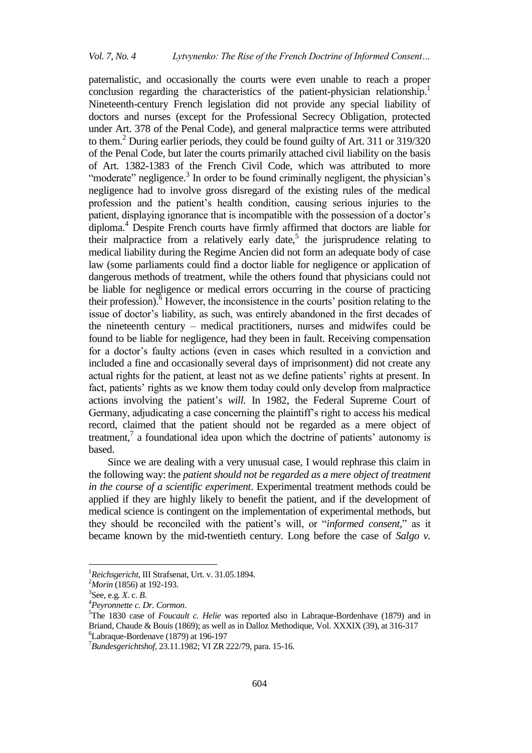paternalistic, and occasionally the courts were even unable to reach a proper conclusion regarding the characteristics of the patient-physician relationship.[1] Nineteenth-century French legislation did not provide any special liability of doctors and nurses (except for the Professional Secrecy Obligation, protected under Art. 378 of the Penal Code), and general malpractice terms were attributed to them.[2] During earlier periods, they could be found guilty of Art. 311 or 319/320 of the Penal Code, but later the courts primarily attached civil liability on the basis of Art. 1382-1383 of the French Civil Code, which was attributed to more "moderate" negligence.[3] In order to be found criminally negligent, the physician's negligence had to involve gross disregard of the existing rules of the medical profession and the patient's health condition, causing serious injuries to the patient, displaying ignorance that is incompatible with the possession of a doctor's diploma.[4] Despite French courts have firmly affirmed that doctors are liable for their malpractice from a relatively early date,[5] the jurisprudence relating to medical liability during the Regime Ancien did not form an adequate body of case law (some parliaments could find a doctor liable for negligence or application of dangerous methods of treatment, while the others found that physicians could not be liable for negligence or medical errors occurring in the course of practicing their profession).[6] However, the inconsistence in the courts' position relating to the issue of doctor's liability, as such, was entirely abandoned in the first decades of the nineteenth century – medical practitioners, nurses and midwifes could be found to be liable for negligence, had they been in fault. Receiving compensation for a doctor's faulty actions (even in cases which resulted in a conviction and included a fine and occasionally several days of imprisonment) did not create any actual rights for the patient, at least not as we define patients' rights at present. In fact, patients' rights as we know them today could only develop from malpractice actions involving the patient's *will*. In 1982, the Federal Supreme Court of Germany, adjudicating a case concerning the plaintiff's right to access his medical record, claimed that the patient should not be regarded as a mere object of treatment,[7] a foundational idea upon which the doctrine of patients' autonomy is based.

Since we are dealing with a very unusual case, I would rephrase this claim in the following way: the *patient should not be regarded as a mere object of treatment in the course of a scientific experiment*. Experimental treatment methods could be applied if they are highly likely to benefit the patient, and if the development of medical science is contingent on the implementation of experimental methods, but they should be reconciled with the patient's will, or "*informed consent*," as it became known by the mid-twentieth century. Long before the case of *Salgo v.*

---

[1] *Reichsgericht*, III Strafsenat, Urt. v. 31.05.1894.

[2] *Morin* (1856) at 192-193.

[3] See, e.g. *X*. c. *B*.

[4] *Peyronnette c. Dr. Cormon*.

[5] The 1830 case of *Foucault c. Helie* was reported also in Labraque-Bordenhave (1879) and in Briand, Chaude & Bouis (1869); as well as in Dalloz Methodique, Vol. XXXIX (39), at 316-317

[6] Labraque-Bordenave (1879) at 196-197

[7] *Bundesgerichtshof*, 23.11.1982; VI ZR 222/79, para. 15-16.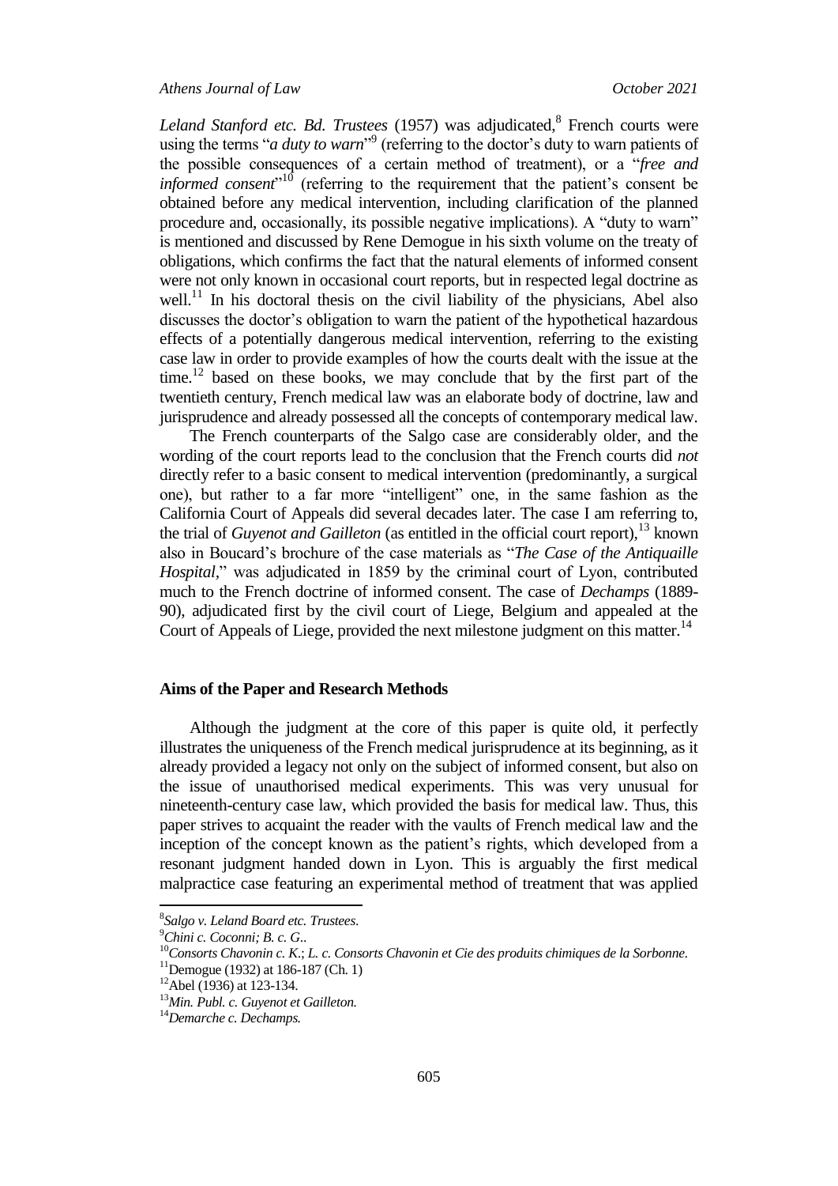*Leland Stanford etc. Bd. Trustees* (1957) was adjudicated,[8] French courts were using the terms "*a duty to warn*"[9] (referring to the doctor's duty to warn patients of the possible consequences of a certain method of treatment), or a "*free and informed consent*"[10] (referring to the requirement that the patient's consent be obtained before any medical intervention, including clarification of the planned procedure and, occasionally, its possible negative implications). A "duty to warn" is mentioned and discussed by Rene Demogue in his sixth volume on the treaty of obligations, which confirms the fact that the natural elements of informed consent were not only known in occasional court reports, but in respected legal doctrine as well.[11] In his doctoral thesis on the civil liability of the physicians, Abel also discusses the doctor's obligation to warn the patient of the hypothetical hazardous effects of a potentially dangerous medical intervention, referring to the existing case law in order to provide examples of how the courts dealt with the issue at the time.[12] based on these books, we may conclude that by the first part of the twentieth century, French medical law was an elaborate body of doctrine, law and jurisprudence and already possessed all the concepts of contemporary medical law.

The French counterparts of the Salgo case are considerably older, and the wording of the court reports lead to the conclusion that the French courts did *not* directly refer to a basic consent to medical intervention (predominantly, a surgical one), but rather to a far more "intelligent" one, in the same fashion as the California Court of Appeals did several decades later. The case I am referring to, the trial of *Guyenot and Gailleton* (as entitled in the official court report),[13] known also in Boucard's brochure of the case materials as "*The Case of the Antiquaille Hospital*," was adjudicated in 1859 by the criminal court of Lyon, contributed much to the French doctrine of informed consent. The case of *Dechamps* (1889-90), adjudicated first by the civil court of Liege, Belgium and appealed at the Court of Appeals of Liege, provided the next milestone judgment on this matter.[14]

## Aims of the Paper and Research Methods

Although the judgment at the core of this paper is quite old, it perfectly illustrates the uniqueness of the French medical jurisprudence at its beginning, as it already provided a legacy not only on the subject of informed consent, but also on the issue of unauthorised medical experiments. This was very unusual for nineteenth-century case law, which provided the basis for medical law. Thus, this paper strives to acquaint the reader with the vaults of French medical law and the inception of the concept known as the patient's rights, which developed from a resonant judgment handed down in Lyon. This is arguably the first medical malpractice case featuring an experimental method of treatment that was applied

---

[8] *Salgo v. Leland Board etc. Trustees*.

[9] *Chini c. Coconni; B. c. G.*.

[10] *Consorts Chavonin c. K.*; *L. c. Consorts Chavonin et Cie des produits chimiques de la Sorbonne.*

[11] Demogue (1932) at 186-187 (Ch. 1)

[12] Abel (1936) at 123-134.

[13] *Min. Publ. c. Guyenot et Gailleton.*

[14] *Demarche c. Dechamps.*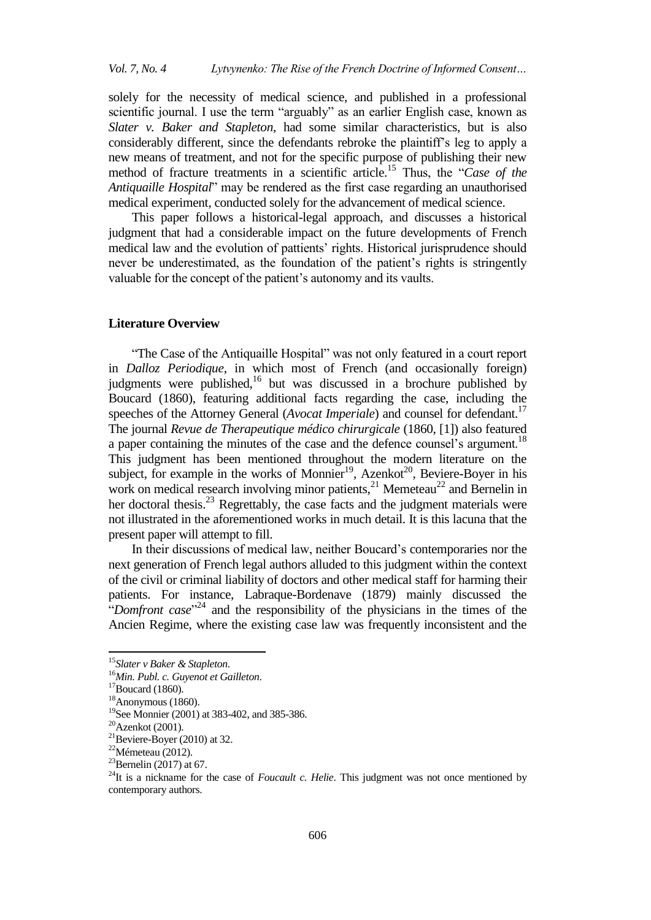solely for the necessity of medical science, and published in a professional scientific journal. I use the term "arguably" as an earlier English case, known as *Slater v. Baker and Stapleton*, had some similar characteristics, but is also considerably different, since the defendants rebroke the plaintiff's leg to apply a new means of treatment, and not for the specific purpose of publishing their new method of fracture treatments in a scientific article.[15] Thus, the "*Case of the Antiquaille Hospital*" may be rendered as the first case regarding an unauthorised medical experiment, conducted solely for the advancement of medical science.

This paper follows a historical-legal approach, and discusses a historical judgment that had a considerable impact on the future developments of French medical law and the evolution of pattients' rights. Historical jurisprudence should never be underestimated, as the foundation of the patient's rights is stringently valuable for the concept of the patient's autonomy and its vaults.

## Literature Overview

"The Case of the Antiquaille Hospital" was not only featured in a court report in *Dalloz Periodique*, in which most of French (and occasionally foreign) judgments were published,[16] but was discussed in a brochure published by Boucard (1860), featuring additional facts regarding the case, including the speeches of the Attorney General (*Avocat Imperiale*) and counsel for defendant.[17] The journal *Revue de Therapeutique médico chirurgicale* (1860, [1]) also featured a paper containing the minutes of the case and the defence counsel's argument.[18] This judgment has been mentioned throughout the modern literature on the subject, for example in the works of Monnier[19], Azenkot[20], Beviere-Boyer in his work on medical research involving minor patients,[21] Memeteau[22] and Bernelin in her doctoral thesis.[23] Regrettably, the case facts and the judgment materials were not illustrated in the aforementioned works in much detail. It is this lacuna that the present paper will attempt to fill.

In their discussions of medical law, neither Boucard's contemporaries nor the next generation of French legal authors alluded to this judgment within the context of the civil or criminal liability of doctors and other medical staff for harming their patients. For instance, Labraque-Bordenave (1879) mainly discussed the "*Domfront case*"[24] and the responsibility of the physicians in the times of the Ancien Regime, where the existing case law was frequently inconsistent and the

---

[15] *Slater v Baker & Stapleton*.

[16] *Min. Publ. c. Guyenot et Gailleton*.

[17] Boucard (1860).

[18] Anonymous (1860).

[19] See Monnier (2001) at 383-402, and 385-386.

[20] Azenkot (2001).

[21] Beviere-Boyer (2010) at 32.

[22] Mémeteau (2012).

[23] Bernelin (2017) at 67.

[24] It is a nickname for the case of *Foucault c. Helie*. This judgment was not once mentioned by contemporary authors.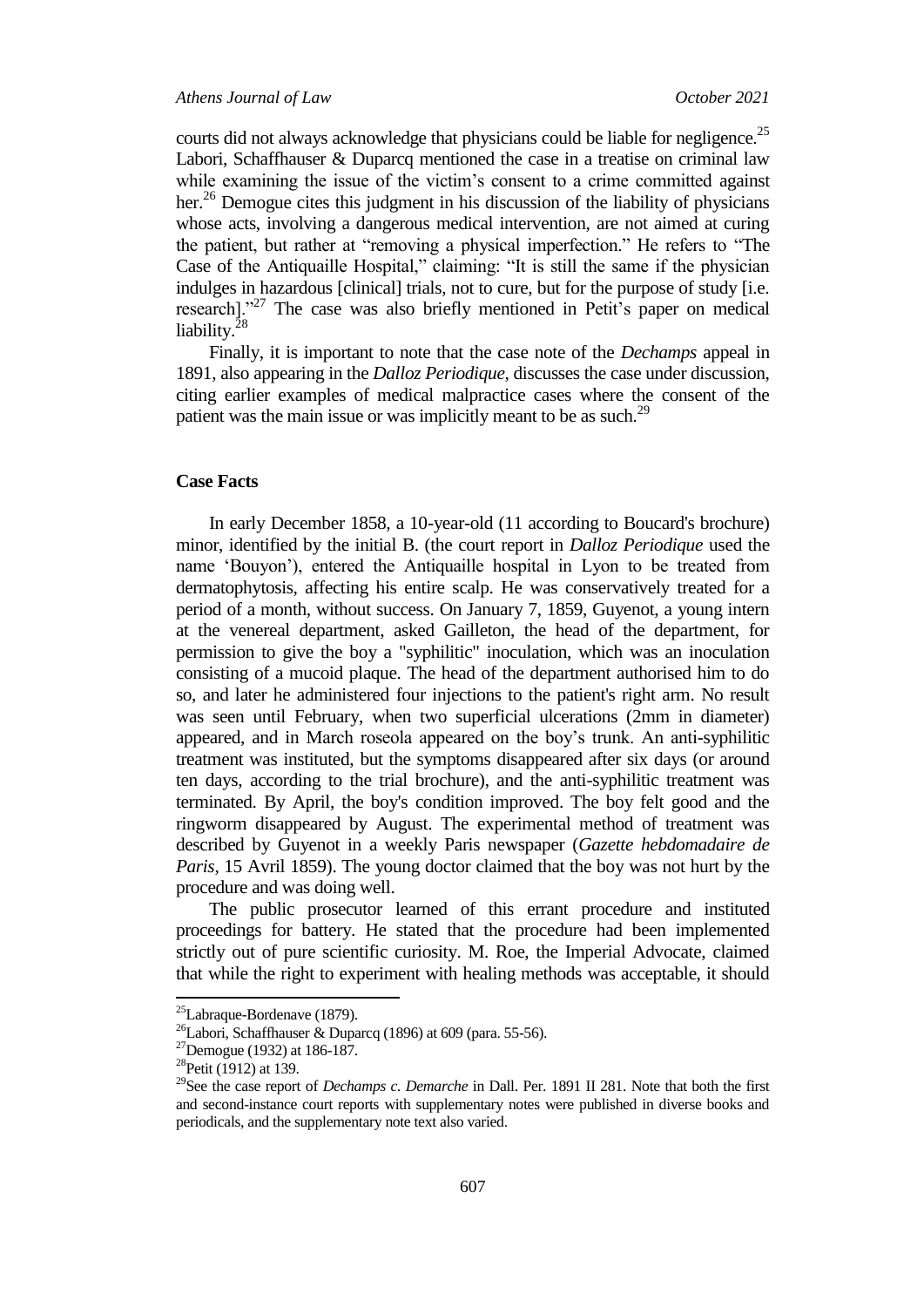courts did not always acknowledge that physicians could be liable for negligence.[25] Labori, Schaffhauser & Duparcq mentioned the case in a treatise on criminal law while examining the issue of the victim's consent to a crime committed against her.[26] Demogue cites this judgment in his discussion of the liability of physicians whose acts, involving a dangerous medical intervention, are not aimed at curing the patient, but rather at "removing a physical imperfection." He refers to "The Case of the Antiquaille Hospital," claiming: "It is still the same if the physician indulges in hazardous [clinical] trials, not to cure, but for the purpose of study [i.e. research]."[27] The case was also briefly mentioned in Petit's paper on medical liability.[28]

Finally, it is important to note that the case note of the *Dechamps* appeal in 1891, also appearing in the *Dalloz Periodique*, discusses the case under discussion, citing earlier examples of medical malpractice cases where the consent of the patient was the main issue or was implicitly meant to be as such.[29]

## Case Facts

In early December 1858, a 10-year-old (11 according to Boucard's brochure) minor, identified by the initial B. (the court report in *Dalloz Periodique* used the name 'Bouyon'), entered the Antiquaille hospital in Lyon to be treated from dermatophytosis, affecting his entire scalp. He was conservatively treated for a period of a month, without success. On January 7, 1859, Guyenot, a young intern at the venereal department, asked Gailleton, the head of the department, for permission to give the boy a "syphilitic" inoculation, which was an inoculation consisting of a mucoid plaque. The head of the department authorised him to do so, and later he administered four injections to the patient's right arm. No result was seen until February, when two superficial ulcerations (2mm in diameter) appeared, and in March roseola appeared on the boy's trunk. An anti-syphilitic treatment was instituted, but the symptoms disappeared after six days (or around ten days, according to the trial brochure), and the anti-syphilitic treatment was terminated. By April, the boy's condition improved. The boy felt good and the ringworm disappeared by August. The experimental method of treatment was described by Guyenot in a weekly Paris newspaper (*Gazette hebdomadaire de Paris*, 15 Avril 1859). The young doctor claimed that the boy was not hurt by the procedure and was doing well.

The public prosecutor learned of this errant procedure and instituted proceedings for battery. He stated that the procedure had been implemented strictly out of pure scientific curiosity. M. Roe, the Imperial Advocate, claimed that while the right to experiment with healing methods was acceptable, it should

---

[25] Labraque-Bordenave (1879).

[26] Labori, Schaffhauser & Duparcq (1896) at 609 (para. 55-56).

[27] Demogue (1932) at 186-187.

[28] Petit (1912) at 139.

[29] See the case report of *Dechamps c. Demarche* in Dall. Per. 1891 II 281. Note that both the first and second-instance court reports with supplementary notes were published in diverse books and periodicals, and the supplementary note text also varied.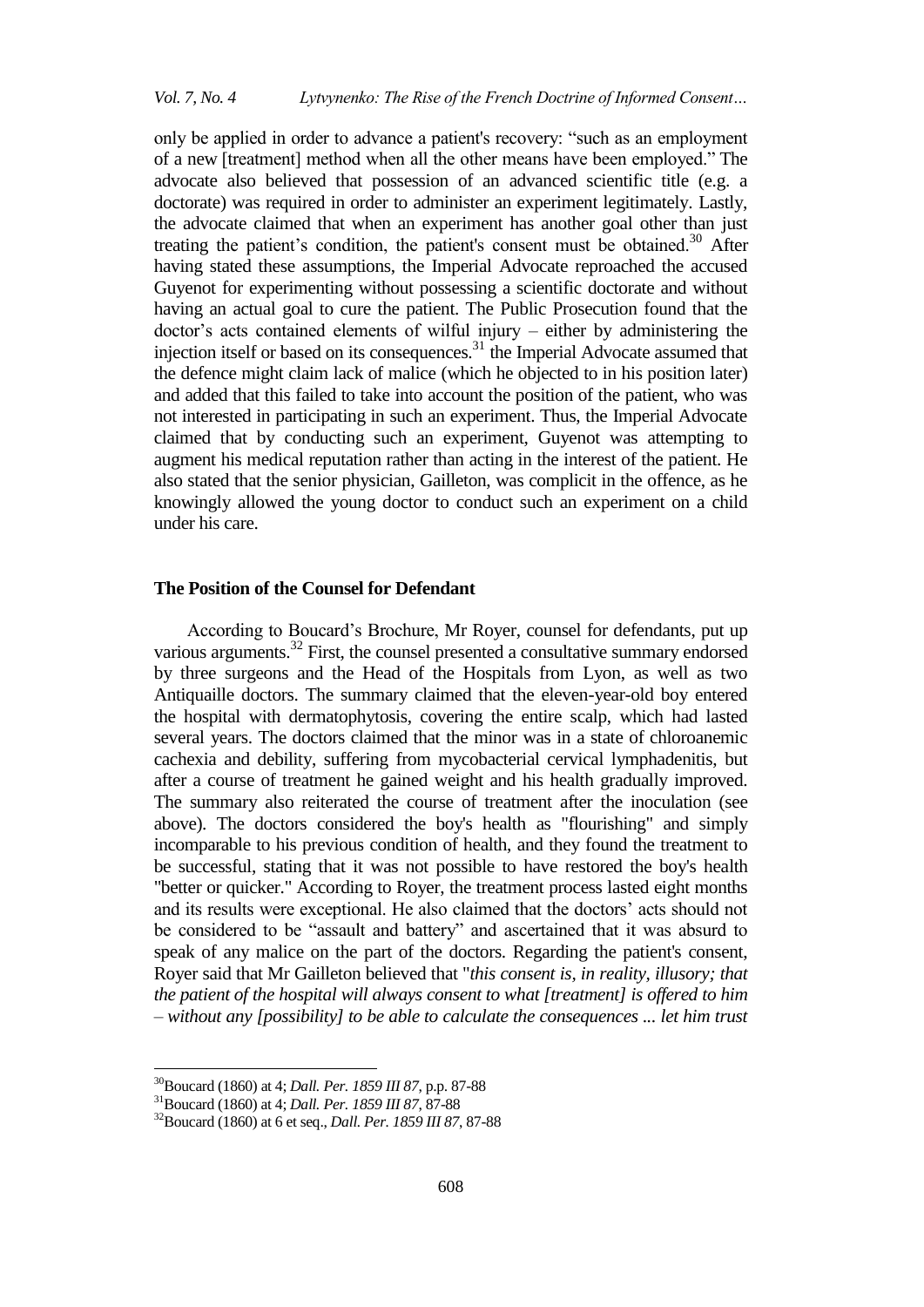only be applied in order to advance a patient's recovery: "such as an employment of a new [treatment] method when all the other means have been employed." The advocate also believed that possession of an advanced scientific title (e.g. a doctorate) was required in order to administer an experiment legitimately. Lastly, the advocate claimed that when an experiment has another goal other than just treating the patient's condition, the patient's consent must be obtained.[30] After having stated these assumptions, the Imperial Advocate reproached the accused Guyenot for experimenting without possessing a scientific doctorate and without having an actual goal to cure the patient. The Public Prosecution found that the doctor's acts contained elements of wilful injury – either by administering the injection itself or based on its consequences.[31] the Imperial Advocate assumed that the defence might claim lack of malice (which he objected to in his position later) and added that this failed to take into account the position of the patient, who was not interested in participating in such an experiment. Thus, the Imperial Advocate claimed that by conducting such an experiment, Guyenot was attempting to augment his medical reputation rather than acting in the interest of the patient. He also stated that the senior physician, Gailleton, was complicit in the offence, as he knowingly allowed the young doctor to conduct such an experiment on a child under his care.

## The Position of the Counsel for Defendant

According to Boucard's Brochure, Mr Royer, counsel for defendants, put up various arguments.[32] First, the counsel presented a consultative summary endorsed by three surgeons and the Head of the Hospitals from Lyon, as well as two Antiquaille doctors. The summary claimed that the eleven-year-old boy entered the hospital with dermatophytosis, covering the entire scalp, which had lasted several years. The doctors claimed that the minor was in a state of chloroanemic cachexia and debility, suffering from mycobacterial cervical lymphadenitis, but after a course of treatment he gained weight and his health gradually improved. The summary also reiterated the course of treatment after the inoculation (see above). The doctors considered the boy's health as "flourishing" and simply incomparable to his previous condition of health, and they found the treatment to be successful, stating that it was not possible to have restored the boy's health "better or quicker." According to Royer, the treatment process lasted eight months and its results were exceptional. He also claimed that the doctors' acts should not be considered to be "assault and battery" and ascertained that it was absurd to speak of any malice on the part of the doctors. Regarding the patient's consent, Royer said that Mr Gailleton believed that "*this consent is, in reality, illusory; that the patient of the hospital will always consent to what [treatment] is offered to him – without any [possibility] to be able to calculate the consequences ... let him trust*

[30] Boucard (1860) at 4; *Dall. Per. 1859 III 87*, p.p. 87-88

[31] Boucard (1860) at 4; *Dall. Per. 1859 III 87*, 87-88

[32] Boucard (1860) at 6 et seq., *Dall. Per. 1859 III 87*, 87-88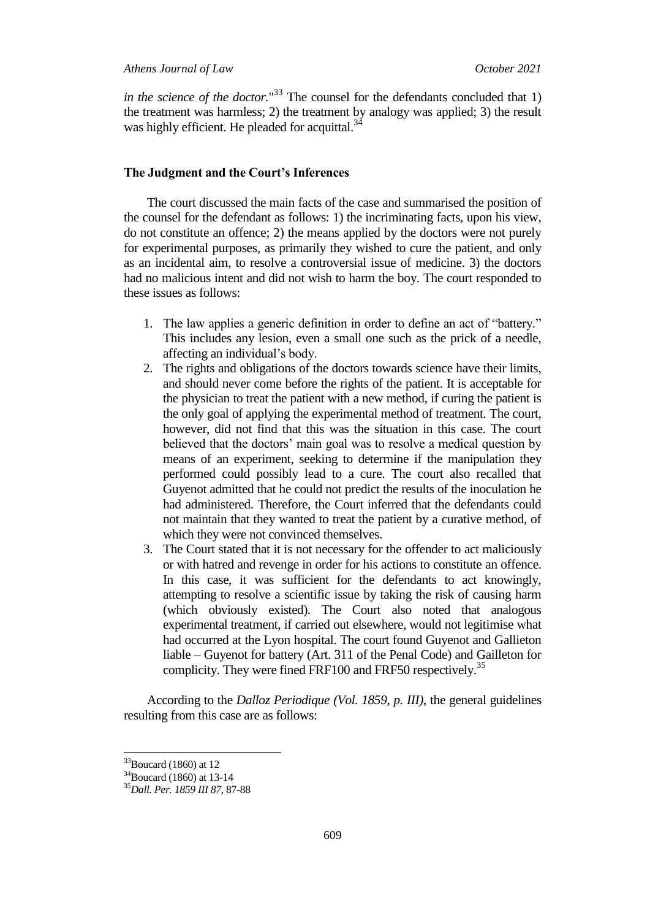*in the science of the doctor.*"[33] The counsel for the defendants concluded that 1) the treatment was harmless; 2) the treatment by analogy was applied; 3) the result was highly efficient. He pleaded for acquittal.[34]

## The Judgment and the Court's Inferences

The court discussed the main facts of the case and summarised the position of the counsel for the defendant as follows: 1) the incriminating facts, upon his view, do not constitute an offence; 2) the means applied by the doctors were not purely for experimental purposes, as primarily they wished to cure the patient, and only as an incidental aim, to resolve a controversial issue of medicine. 3) the doctors had no malicious intent and did not wish to harm the boy. The court responded to these issues as follows:

1. The law applies a generic definition in order to define an act of "battery." This includes any lesion, even a small one such as the prick of a needle, affecting an individual's body.
2. The rights and obligations of the doctors towards science have their limits, and should never come before the rights of the patient. It is acceptable for the physician to treat the patient with a new method, if curing the patient is the only goal of applying the experimental method of treatment. The court, however, did not find that this was the situation in this case. The court believed that the doctors' main goal was to resolve a medical question by means of an experiment, seeking to determine if the manipulation they performed could possibly lead to a cure. The court also recalled that Guyenot admitted that he could not predict the results of the inoculation he had administered. Therefore, the Court inferred that the defendants could not maintain that they wanted to treat the patient by a curative method, of which they were not convinced themselves.
3. The Court stated that it is not necessary for the offender to act maliciously or with hatred and revenge in order for his actions to constitute an offence. In this case, it was sufficient for the defendants to act knowingly, attempting to resolve a scientific issue by taking the risk of causing harm (which obviously existed). The Court also noted that analogous experimental treatment, if carried out elsewhere, would not legitimise what had occurred at the Lyon hospital. The court found Guyenot and Gallieton liable – Guyenot for battery (Art. 311 of the Penal Code) and Gailleton for complicity. They were fined FRF100 and FRF50 respectively.[35]

According to the *Dalloz Periodique (Vol. 1859, p. III)*, the general guidelines resulting from this case are as follows:

[33] Boucard (1860) at 12

[34] Boucard (1860) at 13-14

[35] *Dall. Per. 1859 III 87*, 87-88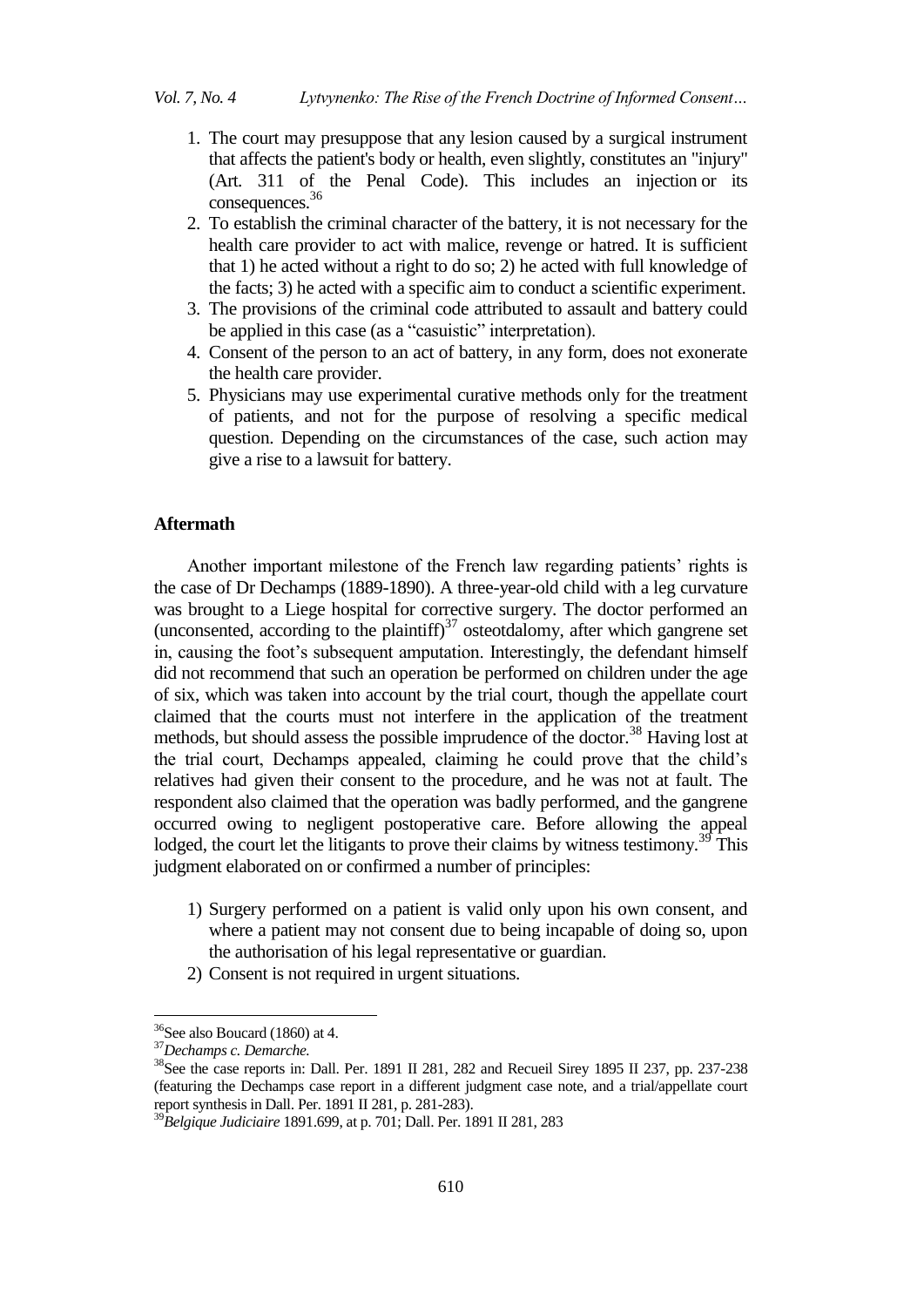1. The court may presuppose that any lesion caused by a surgical instrument that affects the patient's body or health, even slightly, constitutes an "injury" (Art. 311 of the Penal Code). This includes an injection or its consequences.[36]
2. To establish the criminal character of the battery, it is not necessary for the health care provider to act with malice, revenge or hatred. It is sufficient that 1) he acted without a right to do so; 2) he acted with full knowledge of the facts; 3) he acted with a specific aim to conduct a scientific experiment.
3. The provisions of the criminal code attributed to assault and battery could be applied in this case (as a "casuistic" interpretation).
4. Consent of the person to an act of battery, in any form, does not exonerate the health care provider.
5. Physicians may use experimental curative methods only for the treatment of patients, and not for the purpose of resolving a specific medical question. Depending on the circumstances of the case, such action may give a rise to a lawsuit for battery.

## Aftermath

Another important milestone of the French law regarding patients' rights is the case of Dr Dechamps (1889-1890). A three-year-old child with a leg curvature was brought to a Liege hospital for corrective surgery. The doctor performed an (unconsented, according to the plaintiff)[37] osteotdalomy, after which gangrene set in, causing the foot's subsequent amputation. Interestingly, the defendant himself did not recommend that such an operation be performed on children under the age of six, which was taken into account by the trial court, though the appellate court claimed that the courts must not interfere in the application of the treatment methods, but should assess the possible imprudence of the doctor.[38] Having lost at the trial court, Dechamps appealed, claiming he could prove that the child's relatives had given their consent to the procedure, and he was not at fault. The respondent also claimed that the operation was badly performed, and the gangrene occurred owing to negligent postoperative care. Before allowing the appeal lodged, the court let the litigants to prove their claims by witness testimony.[39] This judgment elaborated on or confirmed a number of principles:

1) Surgery performed on a patient is valid only upon his own consent, and where a patient may not consent due to being incapable of doing so, upon the authorisation of his legal representative or guardian.
2) Consent is not required in urgent situations.

---

[36] See also Boucard (1860) at 4.

[37] *Dechamps c. Demarche.*

[38] See the case reports in: Dall. Per. 1891 II 281, 282 and Recueil Sirey 1895 II 237, pp. 237-238 (featuring the Dechamps case report in a different judgment case note, and a trial/appellate court report synthesis in Dall. Per. 1891 II 281, p. 281-283).

[39] *Belgique Judiciaire* 1891.699, at p. 701; Dall. Per. 1891 II 281, 283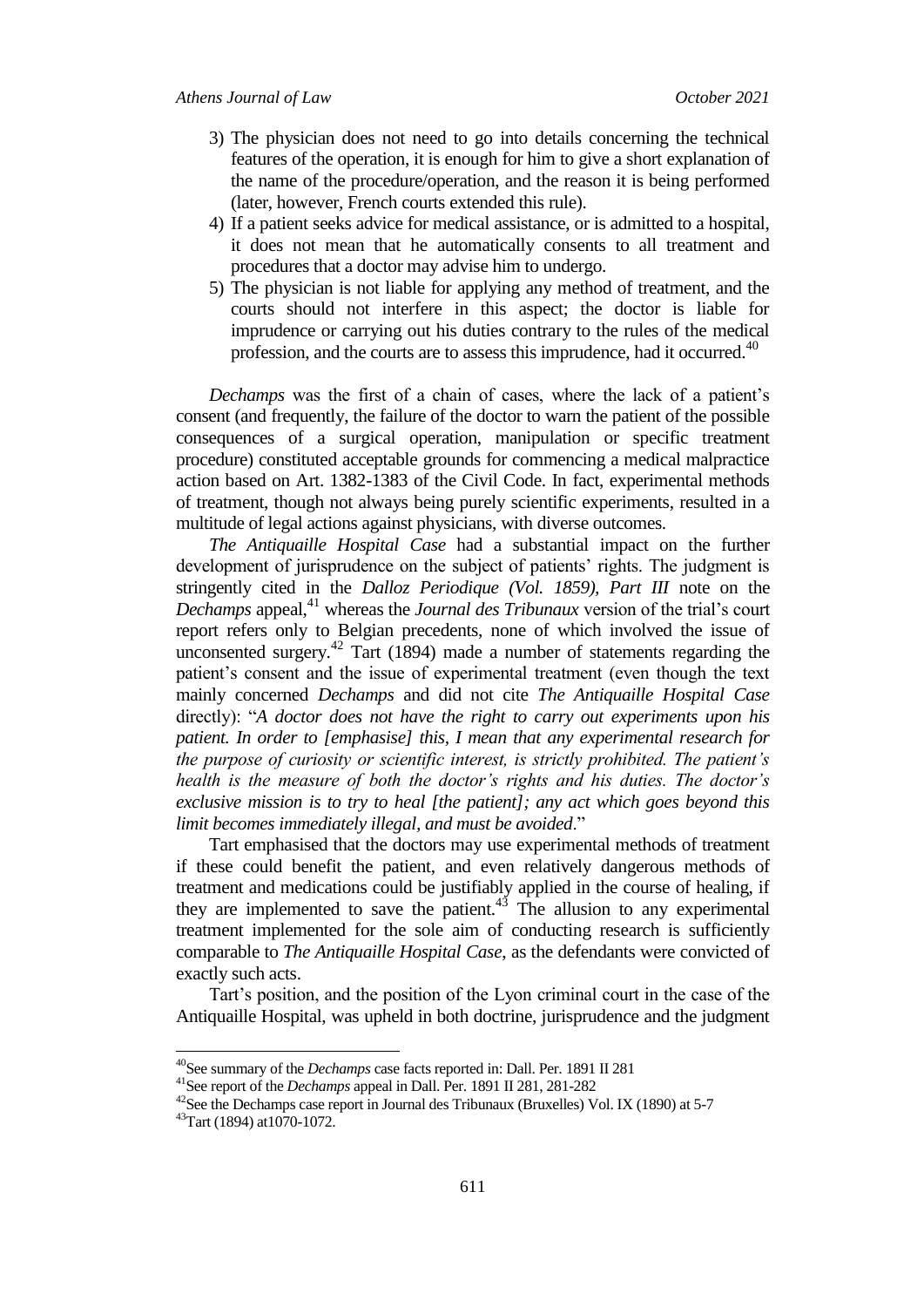3) The physician does not need to go into details concerning the technical features of the operation, it is enough for him to give a short explanation of the name of the procedure/operation, and the reason it is being performed (later, however, French courts extended this rule).
4) If a patient seeks advice for medical assistance, or is admitted to a hospital, it does not mean that he automatically consents to all treatment and procedures that a doctor may advise him to undergo.
5) The physician is not liable for applying any method of treatment, and the courts should not interfere in this aspect; the doctor is liable for imprudence or carrying out his duties contrary to the rules of the medical profession, and the courts are to assess this imprudence, had it occurred.[40]

*Dechamps* was the first of a chain of cases, where the lack of a patient's consent (and frequently, the failure of the doctor to warn the patient of the possible consequences of a surgical operation, manipulation or specific treatment procedure) constituted acceptable grounds for commencing a medical malpractice action based on Art. 1382-1383 of the Civil Code. In fact, experimental methods of treatment, though not always being purely scientific experiments, resulted in a multitude of legal actions against physicians, with diverse outcomes.

*The Antiquaille Hospital Case* had a substantial impact on the further development of jurisprudence on the subject of patients' rights. The judgment is stringently cited in the *Dalloz Periodique (Vol. 1859), Part III* note on the *Dechamps* appeal,[41] whereas the *Journal des Tribunaux* version of the trial's court report refers only to Belgian precedents, none of which involved the issue of unconsented surgery.[42] Tart (1894) made a number of statements regarding the patient's consent and the issue of experimental treatment (even though the text mainly concerned *Dechamps* and did not cite *The Antiquaille Hospital Case* directly): "*A doctor does not have the right to carry out experiments upon his patient. In order to [emphasise] this, I mean that any experimental research for the purpose of curiosity or scientific interest, is strictly prohibited. The patient's health is the measure of both the doctor's rights and his duties. The doctor's exclusive mission is to try to heal [the patient]; any act which goes beyond this limit becomes immediately illegal, and must be avoided*."

Tart emphasised that the doctors may use experimental methods of treatment if these could benefit the patient, and even relatively dangerous methods of treatment and medications could be justifiably applied in the course of healing, if they are implemented to save the patient.[43] The allusion to any experimental treatment implemented for the sole aim of conducting research is sufficiently comparable to *The Antiquaille Hospital Case*, as the defendants were convicted of exactly such acts.

Tart's position, and the position of the Lyon criminal court in the case of the Antiquaille Hospital, was upheld in both doctrine, jurisprudence and the judgment

---

[40]See summary of the *Dechamps* case facts reported in: Dall. Per. 1891 II 281

[41]See report of the *Dechamps* appeal in Dall. Per. 1891 II 281, 281-282

[42]See the Dechamps case report in Journal des Tribunaux (Bruxelles) Vol. IX (1890) at 5-7

[43]Tart (1894) at1070-1072.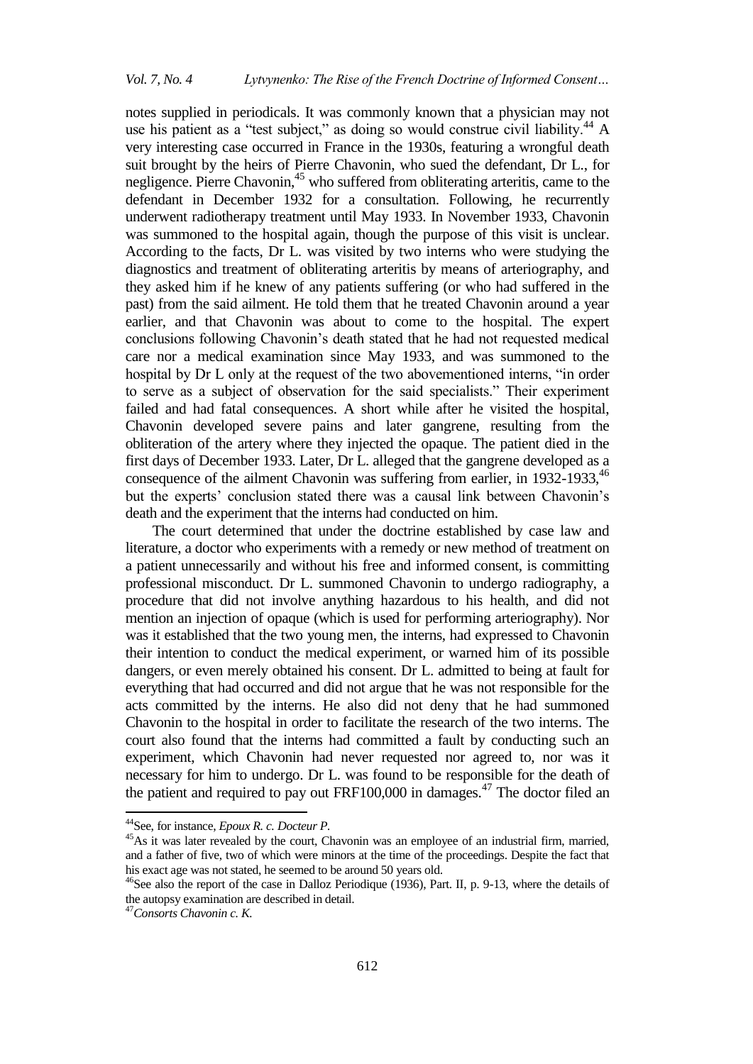notes supplied in periodicals. It was commonly known that a physician may not use his patient as a "test subject," as doing so would construe civil liability.[44] A very interesting case occurred in France in the 1930s, featuring a wrongful death suit brought by the heirs of Pierre Chavonin, who sued the defendant, Dr L., for negligence. Pierre Chavonin,[45] who suffered from obliterating arteritis, came to the defendant in December 1932 for a consultation. Following, he recurrently underwent radiotherapy treatment until May 1933. In November 1933, Chavonin was summoned to the hospital again, though the purpose of this visit is unclear. According to the facts, Dr L. was visited by two interns who were studying the diagnostics and treatment of obliterating arteritis by means of arteriography, and they asked him if he knew of any patients suffering (or who had suffered in the past) from the said ailment. He told them that he treated Chavonin around a year earlier, and that Chavonin was about to come to the hospital. The expert conclusions following Chavonin's death stated that he had not requested medical care nor a medical examination since May 1933, and was summoned to the hospital by Dr L only at the request of the two abovementioned interns, "in order to serve as a subject of observation for the said specialists." Their experiment failed and had fatal consequences. A short while after he visited the hospital, Chavonin developed severe pains and later gangrene, resulting from the obliteration of the artery where they injected the opaque. The patient died in the first days of December 1933. Later, Dr L. alleged that the gangrene developed as a consequence of the ailment Chavonin was suffering from earlier, in 1932-1933,[46] but the experts' conclusion stated there was a causal link between Chavonin's death and the experiment that the interns had conducted on him.

The court determined that under the doctrine established by case law and literature, a doctor who experiments with a remedy or new method of treatment on a patient unnecessarily and without his free and informed consent, is committing professional misconduct. Dr L. summoned Chavonin to undergo radiography, a procedure that did not involve anything hazardous to his health, and did not mention an injection of opaque (which is used for performing arteriography). Nor was it established that the two young men, the interns, had expressed to Chavonin their intention to conduct the medical experiment, or warned him of its possible dangers, or even merely obtained his consent. Dr L. admitted to being at fault for everything that had occurred and did not argue that he was not responsible for the acts committed by the interns. He also did not deny that he had summoned Chavonin to the hospital in order to facilitate the research of the two interns. The court also found that the interns had committed a fault by conducting such an experiment, which Chavonin had never requested nor agreed to, nor was it necessary for him to undergo. Dr L. was found to be responsible for the death of the patient and required to pay out FRF100,000 in damages.[47] The doctor filed an

---

[44] See, for instance, *Epoux R. c. Docteur P.*

[45] As it was later revealed by the court, Chavonin was an employee of an industrial firm, married, and a father of five, two of which were minors at the time of the proceedings. Despite the fact that his exact age was not stated, he seemed to be around 50 years old.

[46] See also the report of the case in Dalloz Periodique (1936), Part. II, p. 9-13, where the details of the autopsy examination are described in detail.

[47] *Consorts Chavonin c. K.*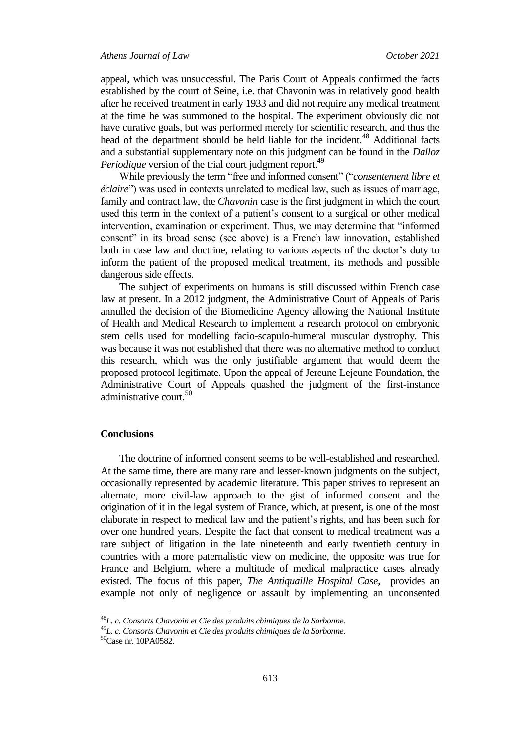appeal, which was unsuccessful. The Paris Court of Appeals confirmed the facts established by the court of Seine, i.e. that Chavonin was in relatively good health after he received treatment in early 1933 and did not require any medical treatment at the time he was summoned to the hospital. The experiment obviously did not have curative goals, but was performed merely for scientific research, and thus the head of the department should be held liable for the incident.[48] Additional facts and a substantial supplementary note on this judgment can be found in the *Dalloz Periodique* version of the trial court judgment report.[49]

While previously the term "free and informed consent" ("*consentement libre et éclaire*") was used in contexts unrelated to medical law, such as issues of marriage, family and contract law, the *Chavonin* case is the first judgment in which the court used this term in the context of a patient's consent to a surgical or other medical intervention, examination or experiment. Thus, we may determine that "informed consent" in its broad sense (see above) is a French law innovation, established both in case law and doctrine, relating to various aspects of the doctor's duty to inform the patient of the proposed medical treatment, its methods and possible dangerous side effects.

The subject of experiments on humans is still discussed within French case law at present. In a 2012 judgment, the Administrative Court of Appeals of Paris annulled the decision of the Biomedicine Agency allowing the National Institute of Health and Medical Research to implement a research protocol on embryonic stem cells used for modelling facio-scapulo-humeral muscular dystrophy. This was because it was not established that there was no alternative method to conduct this research, which was the only justifiable argument that would deem the proposed protocol legitimate. Upon the appeal of Jereune Lejeune Foundation, the Administrative Court of Appeals quashed the judgment of the first-instance administrative court.[50]

## Conclusions

The doctrine of informed consent seems to be well-established and researched. At the same time, there are many rare and lesser-known judgments on the subject, occasionally represented by academic literature. This paper strives to represent an alternate, more civil-law approach to the gist of informed consent and the origination of it in the legal system of France, which, at present, is one of the most elaborate in respect to medical law and the patient's rights, and has been such for over one hundred years. Despite the fact that consent to medical treatment was a rare subject of litigation in the late nineteenth and early twentieth century in countries with a more paternalistic view on medicine, the opposite was true for France and Belgium, where a multitude of medical malpractice cases already existed. The focus of this paper, *The Antiquaille Hospital Case*, provides an example not only of negligence or assault by implementing an unconsented

---

[48] *L. c. Consorts Chavonin et Cie des produits chimiques de la Sorbonne.*

[49] *L. c. Consorts Chavonin et Cie des produits chimiques de la Sorbonne.*

[50] Case nr. 10PA0582.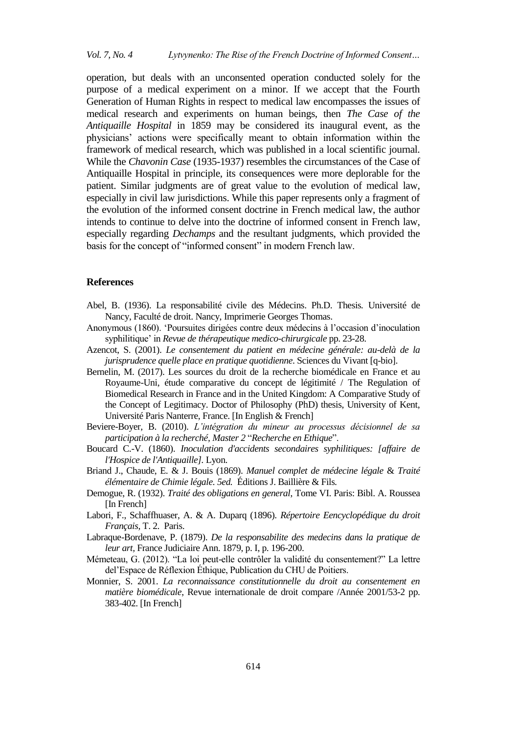operation, but deals with an unconsented operation conducted solely for the purpose of a medical experiment on a minor. If we accept that the Fourth Generation of Human Rights in respect to medical law encompasses the issues of medical research and experiments on human beings, then *The Case of the Antiquaille Hospital* in 1859 may be considered its inaugural event, as the physicians' actions were specifically meant to obtain information within the framework of medical research, which was published in a local scientific journal. While the *Chavonin Case* (1935-1937) resembles the circumstances of the Case of Antiquaille Hospital in principle, its consequences were more deplorable for the patient. Similar judgments are of great value to the evolution of medical law, especially in civil law jurisdictions. While this paper represents only a fragment of the evolution of the informed consent doctrine in French medical law, the author intends to continue to delve into the doctrine of informed consent in French law, especially regarding *Dechamps* and the resultant judgments, which provided the basis for the concept of "informed consent" in modern French law.

## References

Abel, B. (1936). La responsabilité civile des Médecins. Ph.D. Thesis. Université de Nancy, Faculté de droit. Nancy, Imprimerie Georges Thomas.

Anonymous (1860). 'Poursuites dirigées contre deux médecins à l'occasion d'inoculation syphilitique' in *Revue de thérapeutique medico-chirurgicale* pp. 23-28.

Azencot, S. (2001). *Le consentement du patient en médecine générale: au-delà de la jurisprudence quelle place en pratique quotidienne*. Sciences du Vivant [q-bio].

Bernelin, M. (2017). Les sources du droit de la recherche biomédicale en France et au Royaume-Uni, étude comparative du concept de légitimité / The Regulation of Biomedical Research in France and in the United Kingdom: A Comparative Study of the Concept of Legitimacy. Doctor of Philosophy (PhD) thesis, University of Kent, Université Paris Nanterre, France. [In English & French]

Beviere-Boyer, B. (2010). *L'intégration du mineur au processus décisionnel de sa participation à la recherché, Master 2* "*Recherche en Ethique*".

Boucard C.-V. (1860). *Inoculation d'accidents secondaires syphilitiques: [affaire de l'Hospice de l'Antiquaille]*. Lyon.

Briand J., Chaude, E. & J. Bouis (1869). *Manuel complet de médecine légale* & *Traité élémentaire de Chimie légale. 5ed.* Éditions J. Baillière & Fils.

Demogue, R. (1932). *Traité des obligations en general*, Tome VI. Paris: Bibl. A. Roussea [In French]

Labori, F., Schaffhuaser, A. & A. Duparq (1896). *Répertoire Eencyclopédique du droit Français*, T. 2. Paris.

Labraque-Bordenave, P. (1879). *De la responsabilite des medecins dans la pratique de leur art*, France Judiciaire Ann. 1879, p. I, p. 196-200.

Mémeteau, G. (2012). "La loi peut-elle contrôler la validité du consentement?" La lettre del'Espace de Réflexion Éthique, Publication du CHU de Poitiers.

Monnier, S. 2001. *La reconnaissance constitutionnelle du droit au consentement en matière biomédicale*, Revue internationale de droit compare /Année 2001/53-2 pp. 383-402. [In French]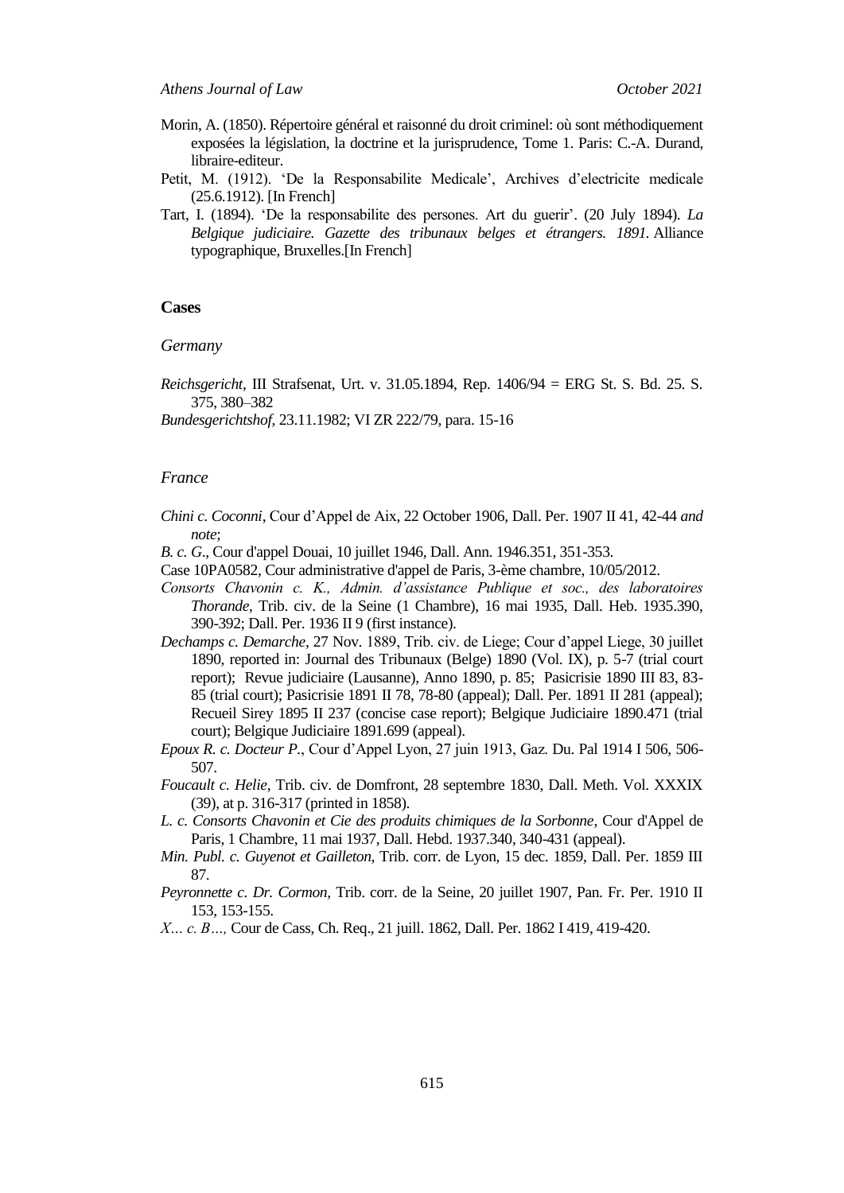Morin, A. (1850). Répertoire général et raisonné du droit criminel: où sont méthodiquement exposées la législation, la doctrine et la jurisprudence, Tome 1. Paris: C.-A. Durand, libraire-editeur.

Petit, M. (1912). 'De la Responsabilite Medicale', Archives d'electricite medicale (25.6.1912). [In French]

Tart, I. (1894). 'De la responsabilite des persones. Art du guerir'. (20 July 1894). *La Belgique judiciaire. Gazette des tribunaux belges et étrangers. 1891.* Alliance typographique, Bruxelles.[In French]

## Cases

### *Germany*

*Reichsgericht*, III Strafsenat, Urt. v. 31.05.1894, Rep. 1406/94 = ERG St. S. Bd. 25. S. 375, 380–382

*Bundesgerichtshof*, 23.11.1982; VI ZR 222/79, para. 15-16

### *France*

*Chini c. Coconni*, Cour d'Appel de Aix, 22 October 1906, Dall. Per. 1907 II 41, 42-44 *and note*;

*B. c. G*., Cour d'appel Douai, 10 juillet 1946, Dall. Ann. 1946.351, 351-353.

Case 10PA0582, Cour administrative d'appel de Paris, 3-ème chambre, 10/05/2012.

*Consorts Chavonin c. K., Admin. d'assistance Publique et soc., des laboratoires Thorande*, Trib. civ. de la Seine (1 Chambre), 16 mai 1935, Dall. Heb. 1935.390, 390-392; Dall. Per. 1936 II 9 (first instance).

*Dechamps c. Demarche*, 27 Nov. 1889, Trib. civ. de Liege; Cour d'appel Liege, 30 juillet 1890, reported in: Journal des Tribunaux (Belge) 1890 (Vol. IX), p. 5-7 (trial court report); Revue judiciaire (Lausanne), Anno 1890, p. 85; Pasicrisie 1890 III 83, 83-85 (trial court); Pasicrisie 1891 II 78, 78-80 (appeal); Dall. Per. 1891 II 281 (appeal); Recueil Sirey 1895 II 237 (concise case report); Belgique Judiciaire 1890.471 (trial court); Belgique Judiciaire 1891.699 (appeal).

*Epoux R. c. Docteur P*., Cour d'Appel Lyon, 27 juin 1913, Gaz. Du. Pal 1914 I 506, 506-507.

*Foucault c. Helie*, Trib. civ. de Domfront, 28 septembre 1830, Dall. Meth. Vol. XXXIX (39), at p. 316-317 (printed in 1858).

*L. c. Consorts Chavonin et Cie des produits chimiques de la Sorbonne*, Cour d'Appel de Paris, 1 Chambre, 11 mai 1937, Dall. Hebd. 1937.340, 340-431 (appeal).

*Min. Publ. c. Guyenot et Gailleton*, Trib. corr. de Lyon, 15 dec. 1859, Dall. Per. 1859 III 87.

*Peyronnette c. Dr. Cormon*, Trib. corr. de la Seine, 20 juillet 1907, Pan. Fr. Per. 1910 II 153, 153-155.

*X… c. B…,* Cour de Cass, Ch. Req., 21 juill. 1862, Dall. Per. 1862 I 419, 419-420.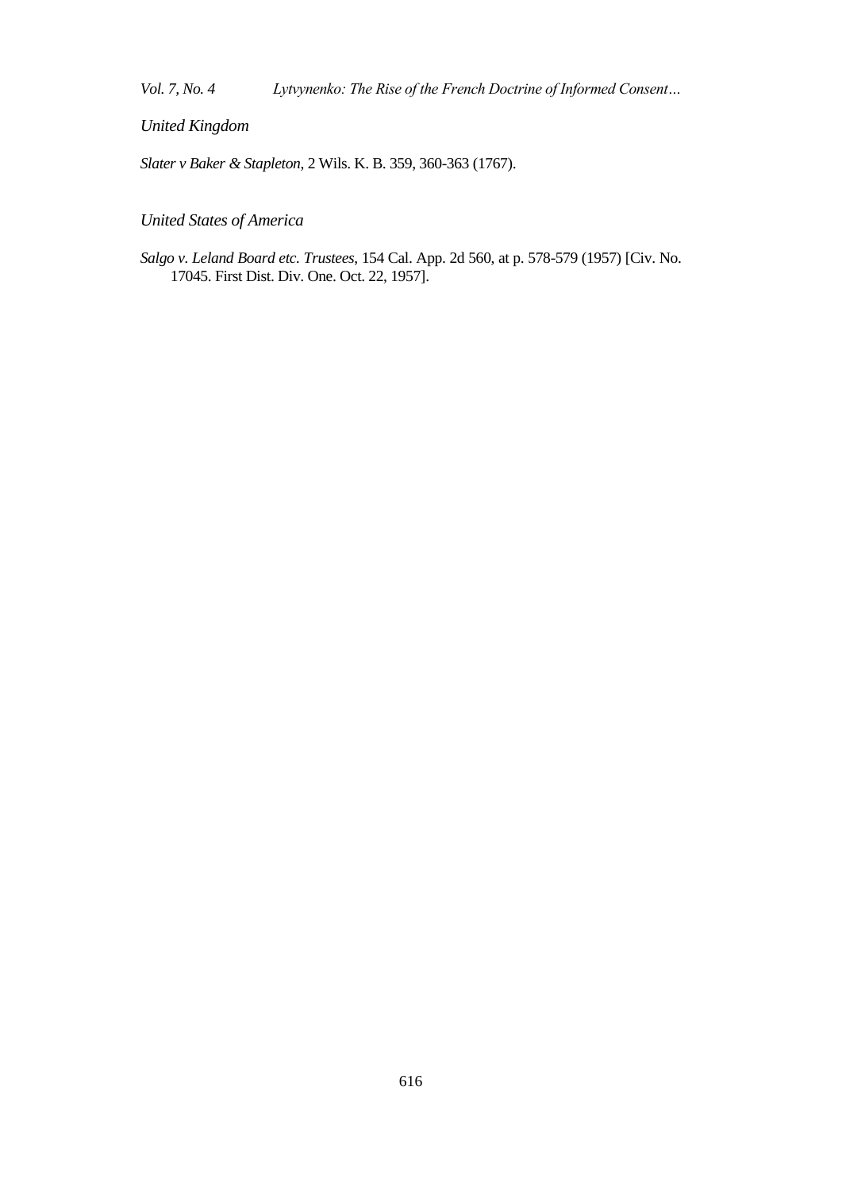*United Kingdom*

*Slater v Baker & Stapleton*, 2 Wils. K. B. 359, 360-363 (1767).

*United States of America*

*Salgo v. Leland Board etc. Trustees*, 154 Cal. App. 2d 560, at p. 578-579 (1957) [Civ. No. 17045. First Dist. Div. One. Oct. 22, 1957].